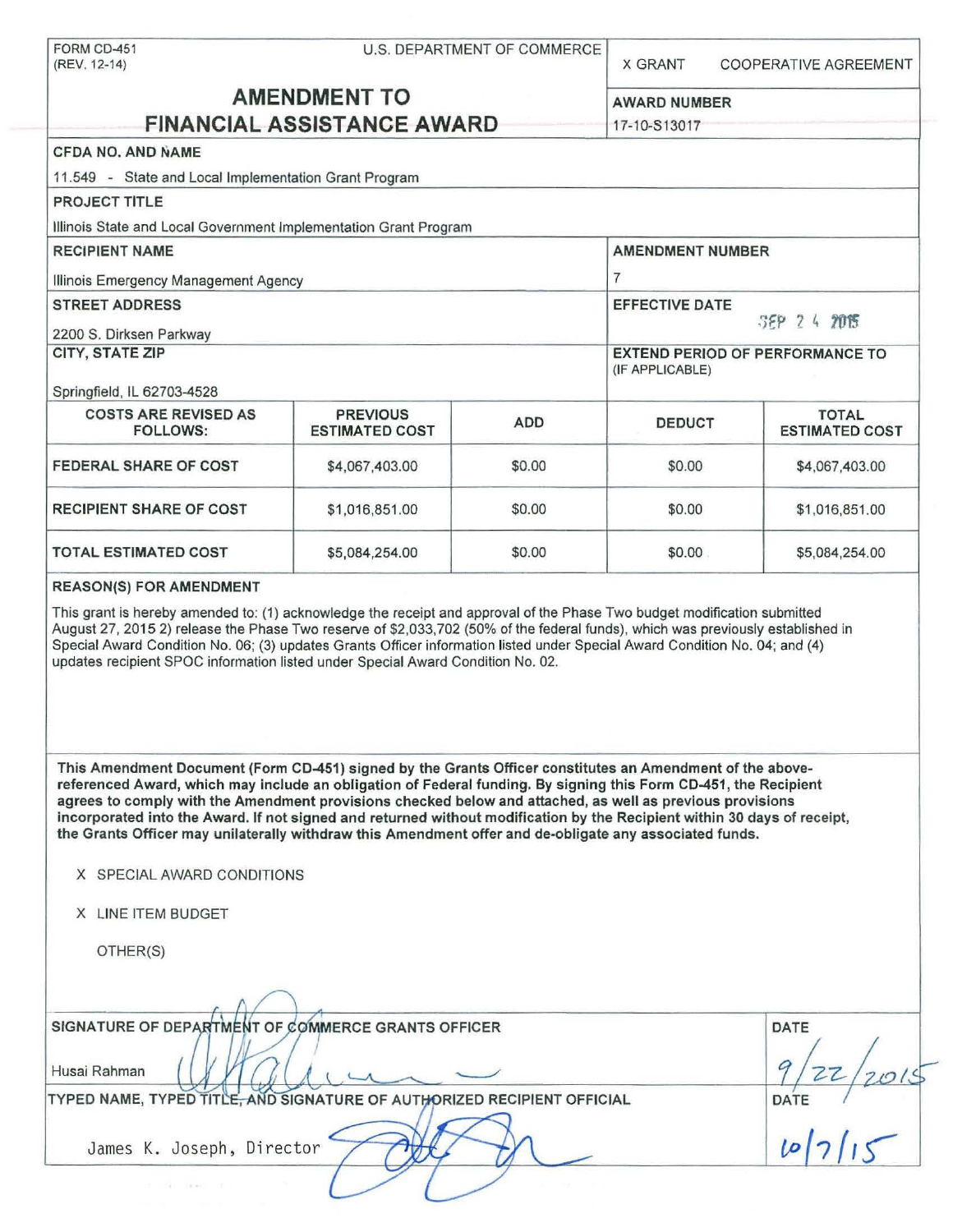FORM CD-451
(REV. 12-14)

U.S. DEPARTMENT OF COMMERCE

X GRANT    COOPERATIVE AGREEMENT

# AMENDMENT TO FINANCIAL ASSISTANCE AWARD

**AWARD NUMBER**
17-10-S13017

**CFDA NO. AND NAME**
11.549 - State and Local Implementation Grant Program

**PROJECT TITLE**
Illinois State and Local Government Implementation Grant Program

**RECIPIENT NAME**
Illinois Emergency Management Agency

**AMENDMENT NUMBER**
7

**STREET ADDRESS**
2200 S. Dirksen Parkway

**EFFECTIVE DATE**
SEP 24 2015

**CITY, STATE ZIP**
Springfield, IL 62703-4528

**EXTEND PERIOD OF PERFORMANCE TO (IF APPLICABLE)**

| COSTS ARE REVISED AS FOLLOWS: | PREVIOUS ESTIMATED COST | ADD | DEDUCT | TOTAL ESTIMATED COST |
|---|---|---|---|---|
| FEDERAL SHARE OF COST | $4,067,403.00 | $0.00 | $0.00 | $4,067,403.00 |
| RECIPIENT SHARE OF COST | $1,016,851.00 | $0.00 | $0.00 | $1,016,851.00 |
| TOTAL ESTIMATED COST | $5,084,254.00 | $0.00 | $0.00 | $5,084,254.00 |

**REASON(S) FOR AMENDMENT**

This grant is hereby amended to: (1) acknowledge the receipt and approval of the Phase Two budget modification submitted August 27, 2015 2) release the Phase Two reserve of $2,033,702 (50% of the federal funds), which was previously established in Special Award Condition No. 06; (3) updates Grants Officer information listed under Special Award Condition No. 04; and (4) updates recipient SPOC information listed under Special Award Condition No. 02.

**This Amendment Document (Form CD-451) signed by the Grants Officer constitutes an Amendment of the above-referenced Award, which may include an obligation of Federal funding. By signing this Form CD-451, the Recipient agrees to comply with the Amendment provisions checked below and attached, as well as previous provisions incorporated into the Award. If not signed and returned without modification by the Recipient within 30 days of receipt, the Grants Officer may unilaterally withdraw this Amendment offer and de-obligate any associated funds.**

X SPECIAL AWARD CONDITIONS

X LINE ITEM BUDGET

OTHER(S)

**SIGNATURE OF DEPARTMENT OF COMMERCE GRANTS OFFICER**
Husai Rahman

**DATE**
9/22/2015

**TYPED NAME, TYPED TITLE, AND SIGNATURE OF AUTHORIZED RECIPIENT OFFICIAL**
James K. Joseph, Director

**DATE**
10/7/15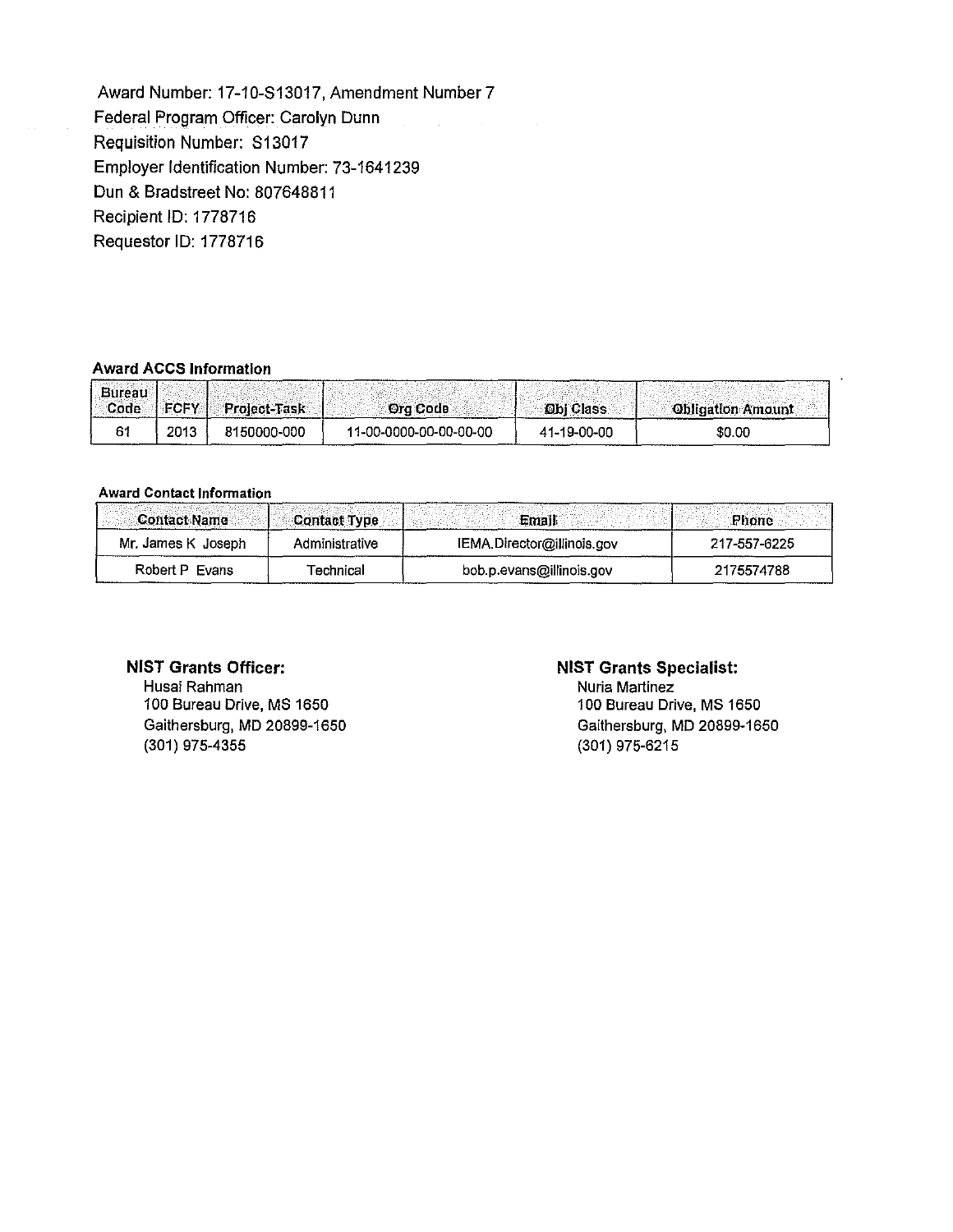Award Number: 17-10-S13017, Amendment Number 7
Federal Program Officer: Carolyn Dunn
Requisition Number: S13017
Employer Identification Number: 73-1641239
Dun & Bradstreet No: 807648811
Recipient ID: 1778716
Requestor ID: 1778716

**Award ACCS Information**

| Bureau Code | FCFY | Project-Task | Org Code | Obj Class | Obligation Amount |
|---|---|---|---|---|---|
| 61 | 2013 | 8150000-000 | 11-00-0000-00-00-00-00 | 41-19-00-00 | $0.00 |

**Award Contact Information**

| Contact Name | Contact Type | Email | Phone |
|---|---|---|---|
| Mr. James K Joseph | Administrative | IEMA.Director@illinois.gov | 217-557-6225 |
| Robert P Evans | Technical | bob.p.evans@illinois.gov | 2175574788 |

**NIST Grants Officer:**
Husai Rahman
100 Bureau Drive, MS 1650
Gaithersburg, MD 20899-1650
(301) 975-4355

**NIST Grants Specialist:**
Nuria Martinez
100 Bureau Drive, MS 1650
Gaithersburg, MD 20899-1650
(301) 975-6215